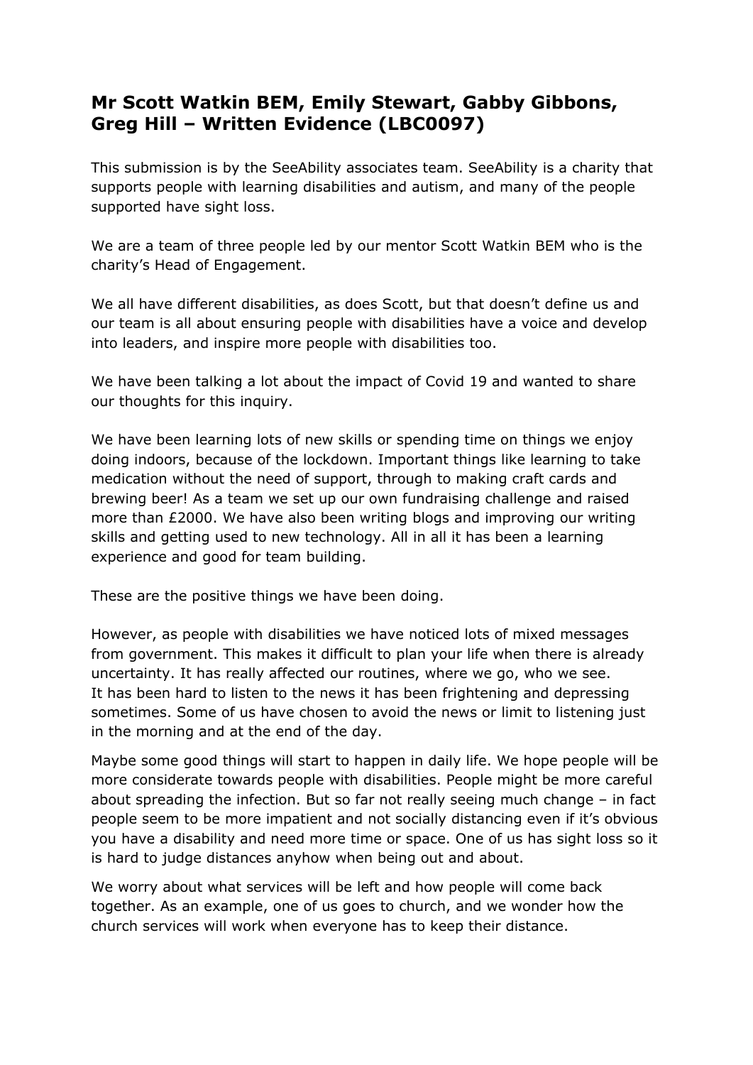## Mr Scott Watkin BEM, Emily Stewart, Gabby Gibbons, Greg Hill – Written Evidence (LBC0097)

This submission is by the SeeAbility associates team. SeeAbility is a charity that supports people with learning disabilities and autism, and many of the people supported have sight loss.

We are a team of three people led by our mentor Scott Watkin BEM who is the charity's Head of Engagement.

We all have different disabilities, as does Scott, but that doesn't define us and our team is all about ensuring people with disabilities have a voice and develop into leaders, and inspire more people with disabilities too.

We have been talking a lot about the impact of Covid 19 and wanted to share our thoughts for this inquiry.

We have been learning lots of new skills or spending time on things we enjoy doing indoors, because of the lockdown. Important things like learning to take medication without the need of support, through to making craft cards and brewing beer! As a team we set up our own fundraising challenge and raised more than £2000. We have also been writing blogs and improving our writing skills and getting used to new technology. All in all it has been a learning experience and good for team building.

These are the positive things we have been doing.

However, as people with disabilities we have noticed lots of mixed messages from government. This makes it difficult to plan your life when there is already uncertainty. It has really affected our routines, where we go, who we see. It has been hard to listen to the news it has been frightening and depressing sometimes. Some of us have chosen to avoid the news or limit to listening just in the morning and at the end of the day.

Maybe some good things will start to happen in daily life. We hope people will be more considerate towards people with disabilities. People might be more careful about spreading the infection. But so far not really seeing much change – in fact people seem to be more impatient and not socially distancing even if it's obvious you have a disability and need more time or space. One of us has sight loss so it is hard to judge distances anyhow when being out and about.

We worry about what services will be left and how people will come back together. As an example, one of us goes to church, and we wonder how the church services will work when everyone has to keep their distance.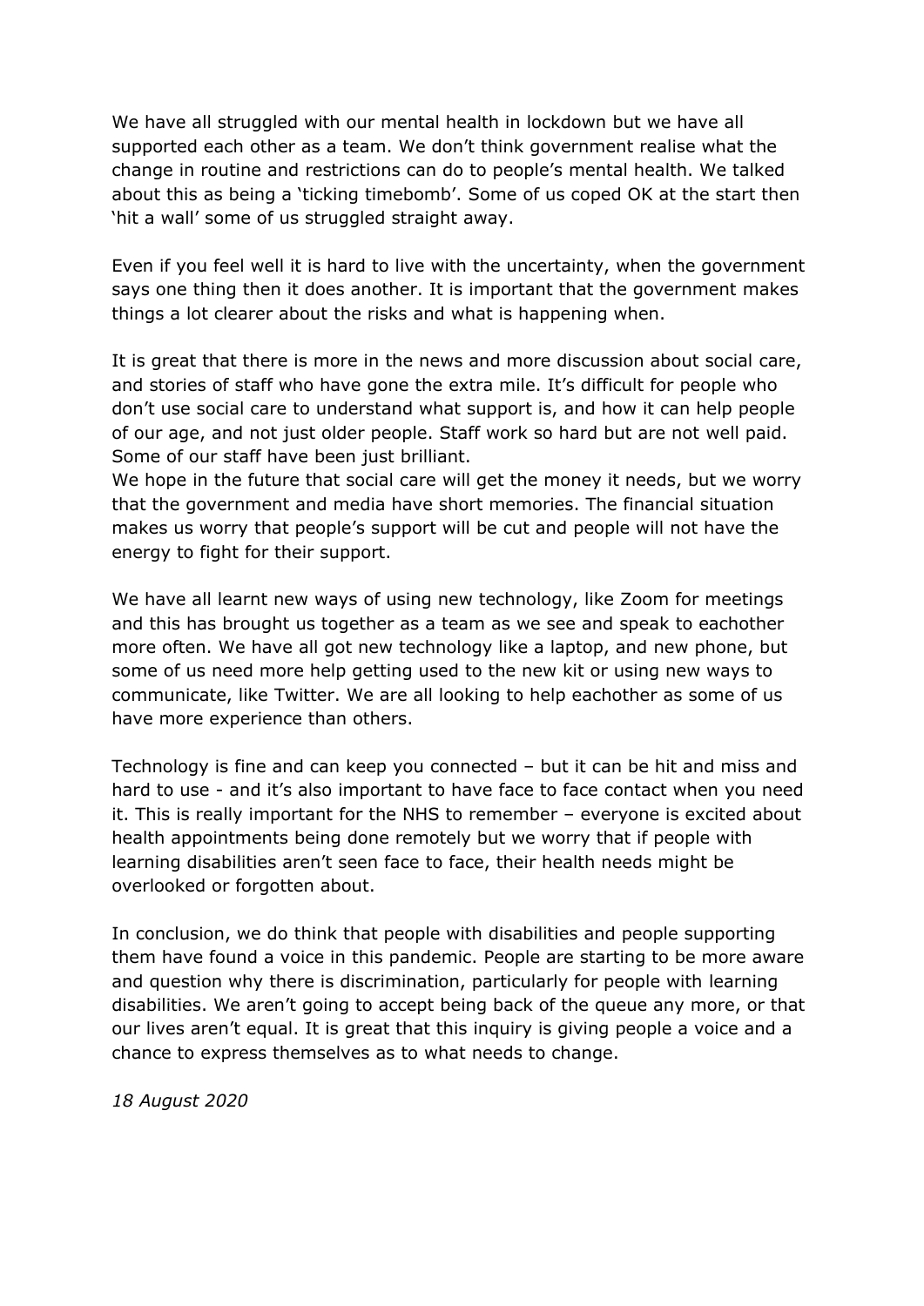We have all struggled with our mental health in lockdown but we have all supported each other as a team. We don't think government realise what the change in routine and restrictions can do to people's mental health. We talked about this as being a 'ticking timebomb'. Some of us coped OK at the start then 'hit a wall' some of us struggled straight away.

Even if you feel well it is hard to live with the uncertainty, when the government says one thing then it does another. It is important that the government makes things a lot clearer about the risks and what is happening when.

It is great that there is more in the news and more discussion about social care, and stories of staff who have gone the extra mile. It's difficult for people who don't use social care to understand what support is, and how it can help people of our age, and not just older people. Staff work so hard but are not well paid. Some of our staff have been just brilliant.
We hope in the future that social care will get the money it needs, but we worry that the government and media have short memories. The financial situation makes us worry that people's support will be cut and people will not have the energy to fight for their support.

We have all learnt new ways of using new technology, like Zoom for meetings and this has brought us together as a team as we see and speak to eachother more often. We have all got new technology like a laptop, and new phone, but some of us need more help getting used to the new kit or using new ways to communicate, like Twitter. We are all looking to help eachother as some of us have more experience than others.

Technology is fine and can keep you connected – but it can be hit and miss and hard to use - and it's also important to have face to face contact when you need it. This is really important for the NHS to remember – everyone is excited about health appointments being done remotely but we worry that if people with learning disabilities aren't seen face to face, their health needs might be overlooked or forgotten about.

In conclusion, we do think that people with disabilities and people supporting them have found a voice in this pandemic. People are starting to be more aware and question why there is discrimination, particularly for people with learning disabilities. We aren't going to accept being back of the queue any more, or that our lives aren't equal. It is great that this inquiry is giving people a voice and a chance to express themselves as to what needs to change.

*18 August 2020*